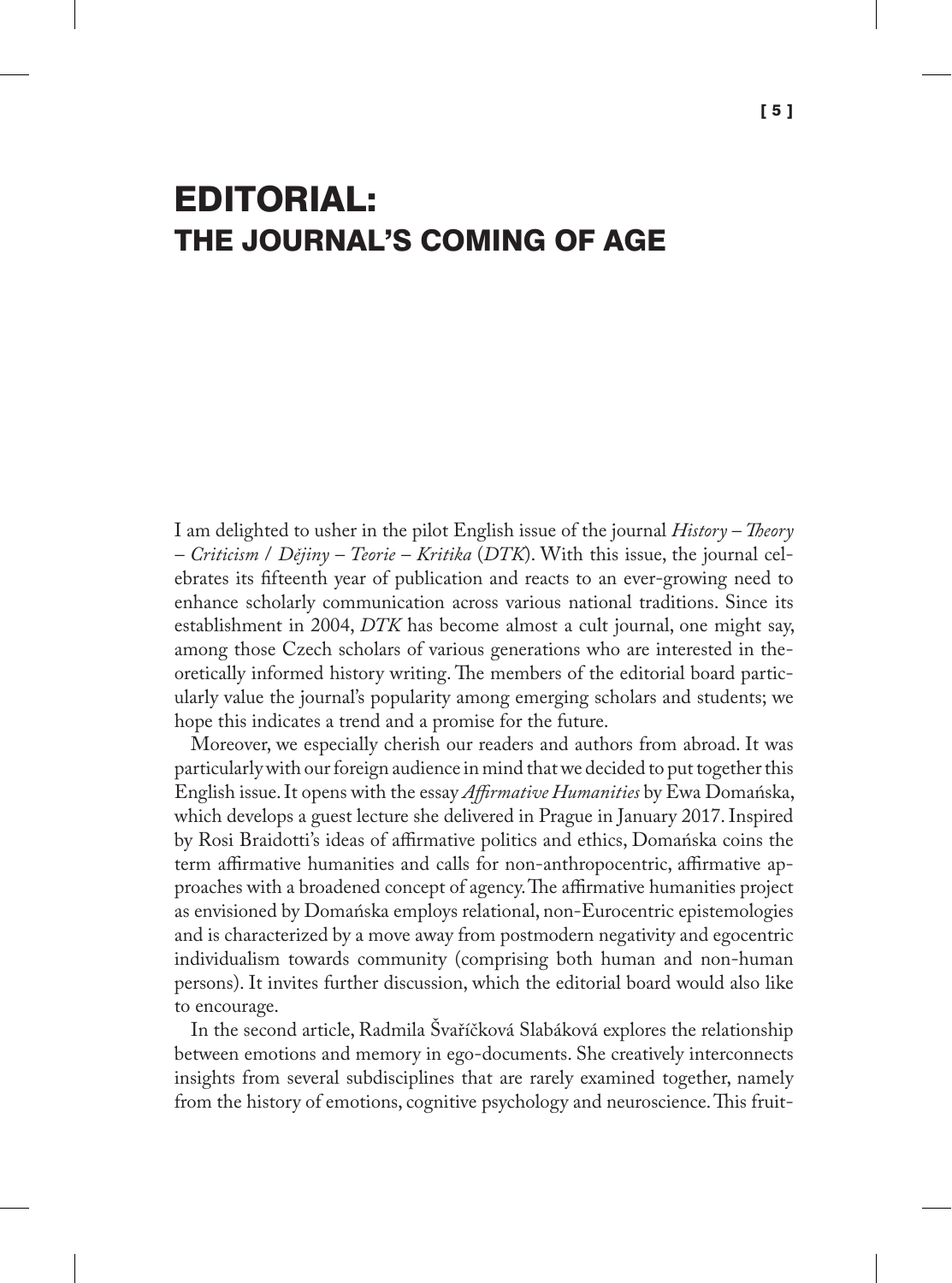# EDITORIAL:
# THE JOURNAL'S COMING OF AGE

I am delighted to usher in the pilot English issue of the journal *History – Theory – Criticism* / *Dějiny – Teorie – Kritika* (*DTK*). With this issue, the journal celebrates its fifteenth year of publication and reacts to an ever-growing need to enhance scholarly communication across various national traditions. Since its establishment in 2004, *DTK* has become almost a cult journal, one might say, among those Czech scholars of various generations who are interested in theoretically informed history writing. The members of the editorial board particularly value the journal's popularity among emerging scholars and students; we hope this indicates a trend and a promise for the future.

Moreover, we especially cherish our readers and authors from abroad. It was particularly with our foreign audience in mind that we decided to put together this English issue. It opens with the essay *Affirmative Humanities* by Ewa Domańska, which develops a guest lecture she delivered in Prague in January 2017. Inspired by Rosi Braidotti's ideas of affirmative politics and ethics, Domańska coins the term affirmative humanities and calls for non-anthropocentric, affirmative approaches with a broadened concept of agency. The affirmative humanities project as envisioned by Domańska employs relational, non-Eurocentric epistemologies and is characterized by a move away from postmodern negativity and egocentric individualism towards community (comprising both human and non-human persons). It invites further discussion, which the editorial board would also like to encourage.

In the second article, Radmila Švaříčková Slabáková explores the relationship between emotions and memory in ego-documents. She creatively interconnects insights from several subdisciplines that are rarely examined together, namely from the history of emotions, cognitive psychology and neuroscience. This fruit-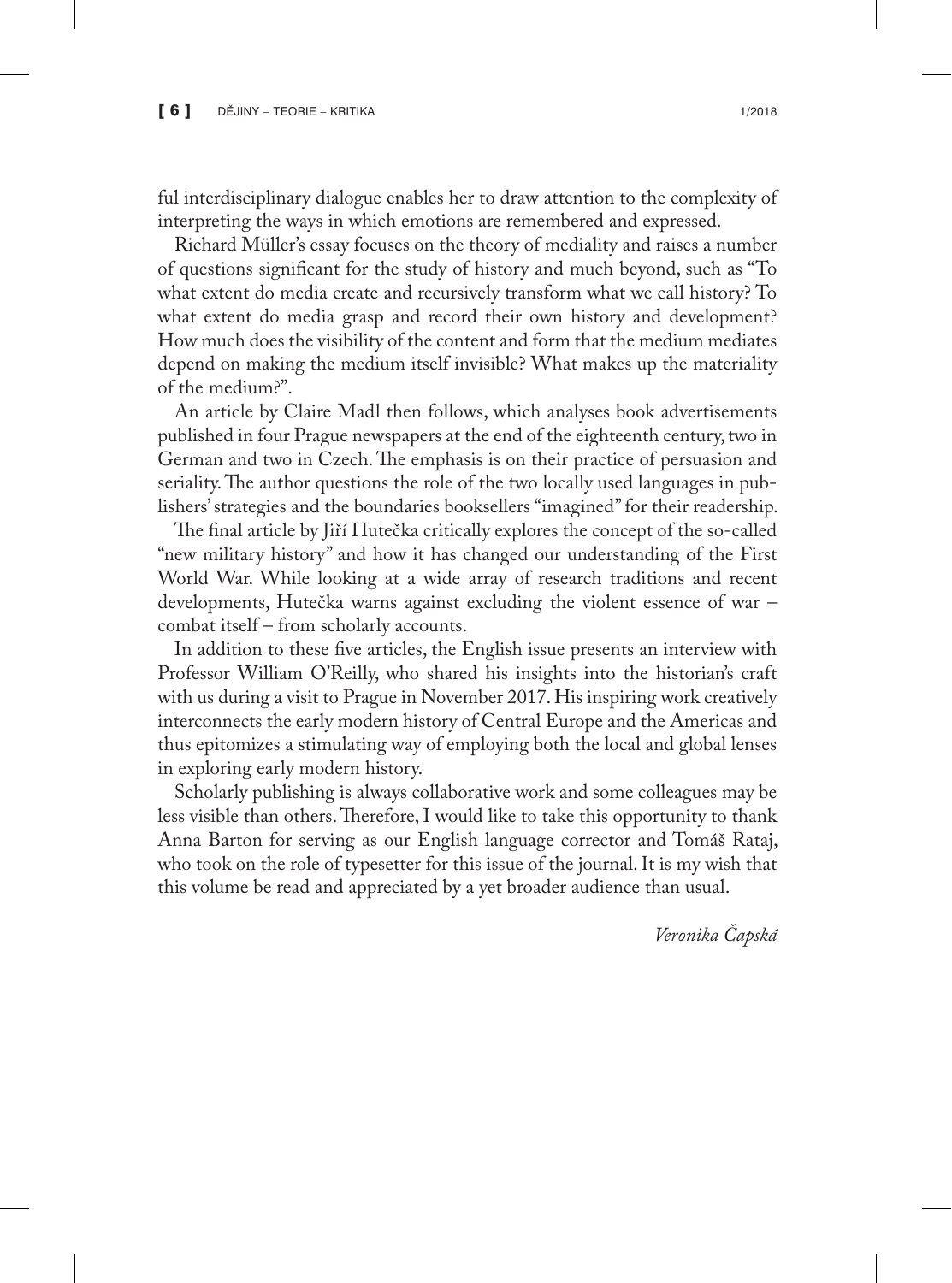ful interdisciplinary dialogue enables her to draw attention to the complexity of interpreting the ways in which emotions are remembered and expressed.

Richard Müller's essay focuses on the theory of mediality and raises a number of questions significant for the study of history and much beyond, such as "To what extent do media create and recursively transform what we call history? To what extent do media grasp and record their own history and development? How much does the visibility of the content and form that the medium mediates depend on making the medium itself invisible? What makes up the materiality of the medium?".

An article by Claire Madl then follows, which analyses book advertisements published in four Prague newspapers at the end of the eighteenth century, two in German and two in Czech. The emphasis is on their practice of persuasion and seriality. The author questions the role of the two locally used languages in publishers' strategies and the boundaries booksellers "imagined" for their readership.

The final article by Jiří Hutečka critically explores the concept of the so-called "new military history" and how it has changed our understanding of the First World War. While looking at a wide array of research traditions and recent developments, Hutečka warns against excluding the violent essence of war – combat itself – from scholarly accounts.

In addition to these five articles, the English issue presents an interview with Professor William O'Reilly, who shared his insights into the historian's craft with us during a visit to Prague in November 2017. His inspiring work creatively interconnects the early modern history of Central Europe and the Americas and thus epitomizes a stimulating way of employing both the local and global lenses in exploring early modern history.

Scholarly publishing is always collaborative work and some colleagues may be less visible than others. Therefore, I would like to take this opportunity to thank Anna Barton for serving as our English language corrector and Tomáš Rataj, who took on the role of typesetter for this issue of the journal. It is my wish that this volume be read and appreciated by a yet broader audience than usual.

*Veronika Čapská*